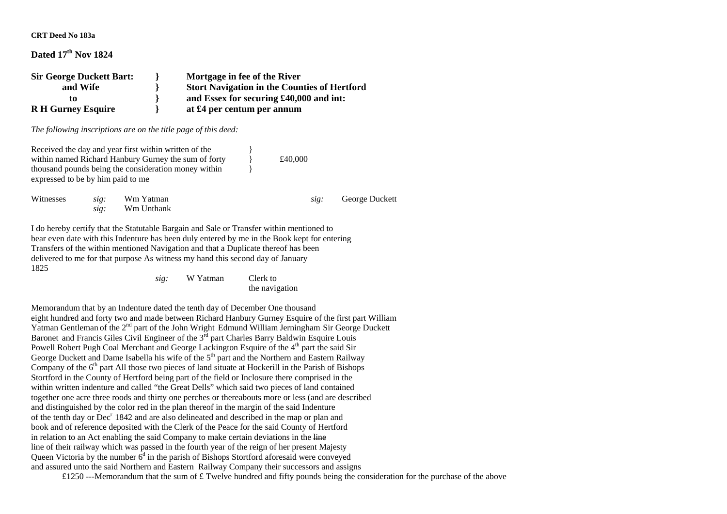**CRT Deed No 183a**

**Dated 17th Nov 1824**

| | | |
|---|---|---|
| **Sir George Duckett Bart:** | **}** | **Mortgage in fee of the River** |
| **and Wife** | **}** | **Stort Navigation in the Counties of Hertford** |
| **to** | **}** | **and Essex for securing £40,000 and int:** |
| **R H Gurney Esquire** | **}** | **at £4 per centum per annum** |

*The following inscriptions are on the title page of this deed:*

Received the day and year first within written of the within named Richard Hanbury Gurney the sum of forty thousand pounds being the consideration money within expressed to be by him paid to me } £40,000

Witnesses *sig:* Wm Yatman
*sig:* Wm Unthank

*sig:* George Duckett

I do hereby certify that the Statutable Bargain and Sale or Transfer within mentioned to bear even date with this Indenture has been duly entered by me in the Book kept for entering Transfers of the within mentioned Navigation and that a Duplicate thereof has been delivered to me for that purpose As witness my hand this second day of January 1825

*sig:* W Yatman Clerk to the navigation

Memorandum that by an Indenture dated the tenth day of December One thousand eight hundred and forty two and made between Richard Hanbury Gurney Esquire of the first part William Yatman Gentleman of the 2nd part of the John Wright Edmund William Jerningham Sir George Duckett Baronet and Francis Giles Civil Engineer of the 3rd part Charles Barry Baldwin Esquire Louis Powell Robert Pugh Coal Merchant and George Lackington Esquire of the 4th part the said Sir George Duckett and Dame Isabella his wife of the 5th part and the Northern and Eastern Railway Company of the 6th part All those two pieces of land situate at Hockerill in the Parish of Bishops Stortford in the County of Hertford being part of the field or Inclosure there comprised in the within written indenture and called "the Great Dells" which said two pieces of land contained together one acre three roods and thirty one perches or thereabouts more or less (and are described and distinguished by the color red in the plan thereof in the margin of the said Indenture of the tenth day or Decr 1842 and are also delineated and described in the map or plan and book ~~and~~ of reference deposited with the Clerk of the Peace for the said County of Hertford in relation to an Act enabling the said Company to make certain deviations in the ~~line~~ line of their railway which was passed in the fourth year of the reign of her present Majesty Queen Victoria by the number 6d in the parish of Bishops Stortford aforesaid were conveyed and assured unto the said Northern and Eastern Railway Company their successors and assigns

£1250 ---Memorandum that the sum of £ Twelve hundred and fifty pounds being the consideration for the purchase of the above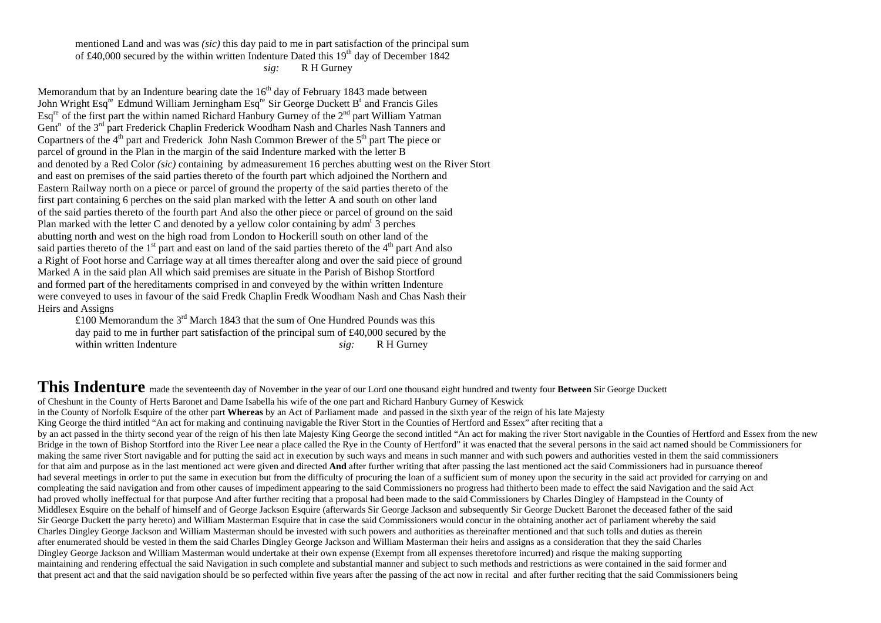mentioned Land and was was *(sic)* this day paid to me in part satisfaction of the principal sum of £40,000 secured by the within written Indenture Dated this 19th day of December 1842
*sig:* R H Gurney

Memorandum that by an Indenture bearing date the 16th day of February 1843 made between John Wright Esqre Edmund William Jerningham Esqre Sir George Duckett Bt and Francis Giles Esqre of the first part the within named Richard Hanbury Gurney of the 2nd part William Yatman Gentn of the 3rd part Frederick Chaplin Frederick Woodham Nash and Charles Nash Tanners and Copartners of the 4th part and Frederick John Nash Common Brewer of the 5th part The piece or parcel of ground in the Plan in the margin of the said Indenture marked with the letter B and denoted by a Red Color *(sic)* containing by admeasurement 16 perches abutting west on the River Stort and east on premises of the said parties thereto of the fourth part which adjoined the Northern and Eastern Railway north on a piece or parcel of ground the property of the said parties thereto of the first part containing 6 perches on the said plan marked with the letter A and south on other land of the said parties thereto of the fourth part And also the other piece or parcel of ground on the said Plan marked with the letter C and denoted by a yellow color containing by admt 3 perches abutting north and west on the high road from London to Hockerill south on other land of the said parties thereto of the 1st part and east on land of the said parties thereto of the 4th part And also a Right of Foot horse and Carriage way at all times thereafter along and over the said piece of ground Marked A in the said plan All which said premises are situate in the Parish of Bishop Stortford and formed part of the hereditaments comprised in and conveyed by the within written Indenture were conveyed to uses in favour of the said Fredk Chaplin Fredk Woodham Nash and Chas Nash their Heirs and Assigns

£100 Memorandum the 3rd March 1843 that the sum of One Hundred Pounds was this day paid to me in further part satisfaction of the principal sum of £40,000 secured by the within written Indenture *sig:* R H Gurney

**This Indenture** made the seventeenth day of November in the year of our Lord one thousand eight hundred and twenty four **Between** Sir George Duckett of Cheshunt in the County of Herts Baronet and Dame Isabella his wife of the one part and Richard Hanbury Gurney of Keswick in the County of Norfolk Esquire of the other part **Whereas** by an Act of Parliament made and passed in the sixth year of the reign of his late Majesty King George the third intitled "An act for making and continuing navigable the River Stort in the Counties of Hertford and Essex" after reciting that a by an act passed in the thirty second year of the reign of his then late Majesty King George the second intitled "An act for making the river Stort navigable in the Counties of Hertford and Essex from the new Bridge in the town of Bishop Stortford into the River Lee near a place called the Rye in the County of Hertford" it was enacted that the several persons in the said act named should be Commissioners for making the same river Stort navigable and for putting the said act in execution by such ways and means in such manner and with such powers and authorities vested in them the said commissioners for that aim and purpose as in the last mentioned act were given and directed **And** after further writing that after passing the last mentioned act the said Commissioners had in pursuance thereof had several meetings in order to put the same in execution but from the difficulty of procuring the loan of a sufficient sum of money upon the security in the said act provided for carrying on and compleating the said navigation and from other causes of impediment appearing to the said Commissioners no progress had thitherto been made to effect the said Navigation and the said Act had proved wholly ineffectual for that purpose And after further reciting that a proposal had been made to the said Commissioners by Charles Dingley of Hampstead in the County of Middlesex Esquire on the behalf of himself and of George Jackson Esquire (afterwards Sir George Jackson and subsequently Sir George Duckett Baronet the deceased father of the said Sir George Duckett the party hereto) and William Masterman Esquire that in case the said Commissioners would concur in the obtaining another act of parliament whereby the said Charles Dingley George Jackson and William Masterman should be invested with such powers and authorities as thereinafter mentioned and that such tolls and duties as therein after enumerated should be vested in them the said Charles Dingley George Jackson and William Masterman their heirs and assigns as a consideration that they the said Charles Dingley George Jackson and William Masterman would undertake at their own expense (Exempt from all expenses theretofore incurred) and risque the making supporting maintaining and rendering effectual the said Navigation in such complete and substantial manner and subject to such methods and restrictions as were contained in the said former and that present act and that the said navigation should be so perfected within five years after the passing of the act now in recital and after further reciting that the said Commissioners being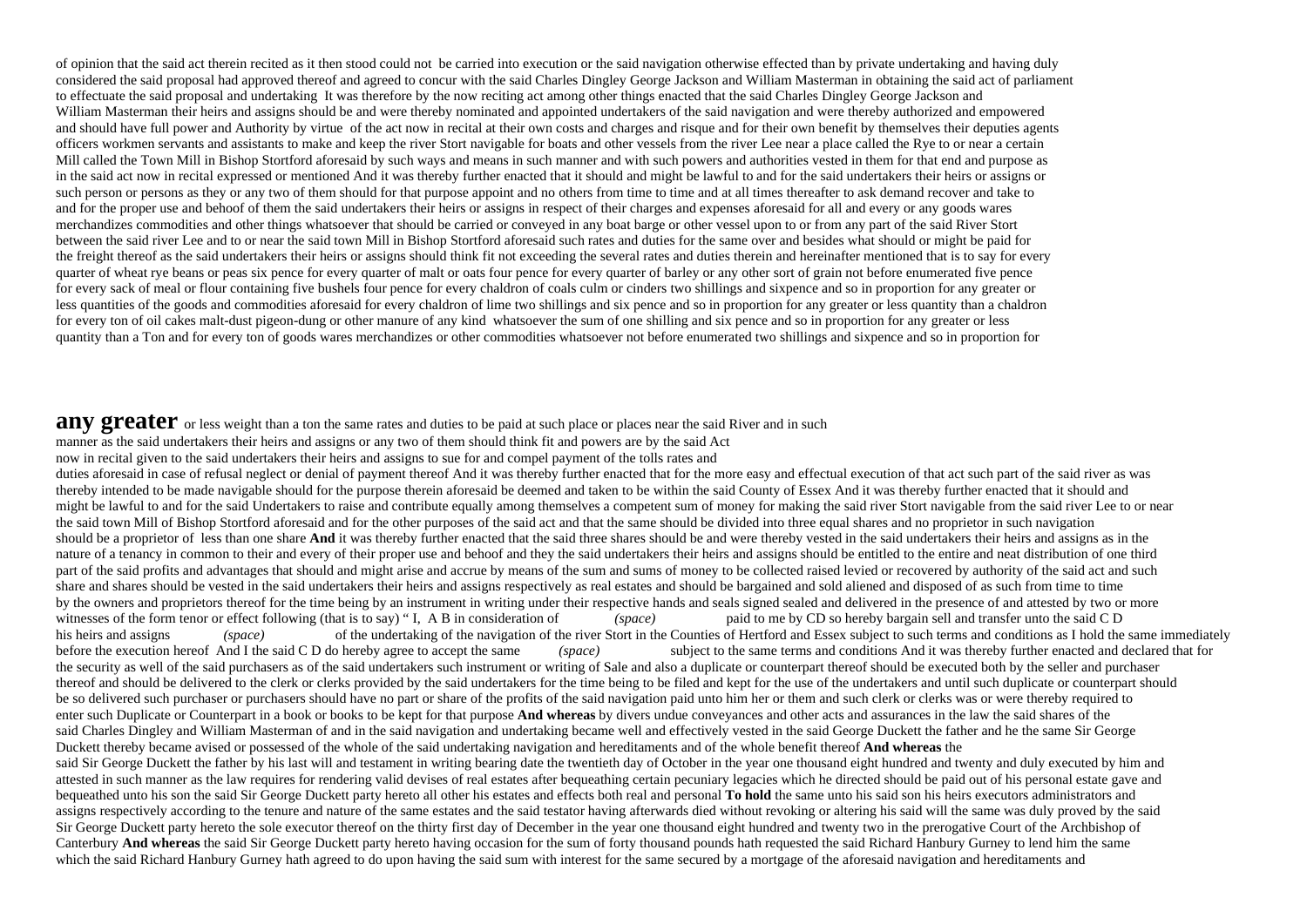of opinion that the said act therein recited as it then stood could not be carried into execution or the said navigation otherwise effected than by private undertaking and having duly considered the said proposal had approved thereof and agreed to concur with the said Charles Dingley George Jackson and William Masterman in obtaining the said act of parliament to effectuate the said proposal and undertaking It was therefore by the now reciting act among other things enacted that the said Charles Dingley George Jackson and William Masterman their heirs and assigns should be and were thereby nominated and appointed undertakers of the said navigation and were thereby authorized and empowered and should have full power and Authority by virtue of the act now in recital at their own costs and charges and risque and for their own benefit by themselves their deputies agents officers workmen servants and assistants to make and keep the river Stort navigable for boats and other vessels from the river Lee near a place called the Rye to or near a certain Mill called the Town Mill in Bishop Stortford aforesaid by such ways and means in such manner and with such powers and authorities vested in them for that end and purpose as in the said act now in recital expressed or mentioned And it was thereby further enacted that it should and might be lawful to and for the said undertakers their heirs or assigns or such person or persons as they or any two of them should for that purpose appoint and no others from time to time and at all times thereafter to ask demand recover and take to and for the proper use and behoof of them the said undertakers their heirs or assigns in respect of their charges and expenses aforesaid for all and every or any goods wares merchandizes commodities and other things whatsoever that should be carried or conveyed in any boat barge or other vessel upon to or from any part of the said River Stort between the said river Lee and to or near the said town Mill in Bishop Stortford aforesaid such rates and duties for the same over and besides what should or might be paid for the freight thereof as the said undertakers their heirs or assigns should think fit not exceeding the several rates and duties therein and hereinafter mentioned that is to say for every quarter of wheat rye beans or peas six pence for every quarter of malt or oats four pence for every quarter of barley or any other sort of grain not before enumerated five pence for every sack of meal or flour containing five bushels four pence for every chaldron of coals culm or cinders two shillings and sixpence and so in proportion for any greater or less quantities of the goods and commodities aforesaid for every chaldron of lime two shillings and six pence and so in proportion for any greater or less quantity than a chaldron for every ton of oil cakes malt-dust pigeon-dung or other manure of any kind whatsoever the sum of one shilling and six pence and so in proportion for any greater or less quantity than a Ton and for every ton of goods wares merchandizes or other commodities whatsoever not before enumerated two shillings and sixpence and so in proportion for

**any greater** or less weight than a ton the same rates and duties to be paid at such place or places near the said River and in such manner as the said undertakers their heirs and assigns or any two of them should think fit and powers are by the said Act now in recital given to the said undertakers their heirs and assigns to sue for and compel payment of the tolls rates and duties aforesaid in case of refusal neglect or denial of payment thereof And it was thereby further enacted that for the more easy and effectual execution of that act such part of the said river as was thereby intended to be made navigable should for the purpose therein aforesaid be deemed and taken to be within the said County of Essex And it was thereby further enacted that it should and might be lawful to and for the said Undertakers to raise and contribute equally among themselves a competent sum of money for making the said river Stort navigable from the said river Lee to or near the said town Mill of Bishop Stortford aforesaid and for the other purposes of the said act and that the same should be divided into three equal shares and no proprietor in such navigation should be a proprietor of less than one share **And** it was thereby further enacted that the said three shares should be and were thereby vested in the said undertakers their heirs and assigns as in the nature of a tenancy in common to their and every of their proper use and behoof and they the said undertakers their heirs and assigns should be entitled to the entire and neat distribution of one third part of the said profits and advantages that should and might arise and accrue by means of the sum and sums of money to be collected raised levied or recovered by authority of the said act and such share and shares should be vested in the said undertakers their heirs and assigns respectively as real estates and should be bargained and sold aliened and disposed of as such from time to time by the owners and proprietors thereof for the time being by an instrument in writing under their respective hands and seals signed sealed and delivered in the presence of and attested by two or more witnesses of the form tenor or effect following (that is to say) " I, A B in consideration of *(space)* paid to me by CD so hereby bargain sell and transfer unto the said C D his heirs and assigns *(space)* of the undertaking of the navigation of the river Stort in the Counties of Hertford and Essex subject to such terms and conditions as I hold the same immediately before the execution hereof And I the said C D do hereby agree to accept the same *(space)* subject to the same terms and conditions And it was thereby further enacted and declared that for the security as well of the said purchasers as of the said undertakers such instrument or writing of Sale and also a duplicate or counterpart thereof should be executed both by the seller and purchaser thereof and should be delivered to the clerk or clerks provided by the said undertakers for the time being to be filed and kept for the use of the undertakers and until such duplicate or counterpart should be so delivered such purchaser or purchasers should have no part or share of the profits of the said navigation paid unto him her or them and such clerk or clerks was or were thereby required to enter such Duplicate or Counterpart in a book or books to be kept for that purpose **And whereas** by divers undue conveyances and other acts and assurances in the law the said shares of the said Charles Dingley and William Masterman of and in the said navigation and undertaking became well and effectively vested in the said George Duckett the father and he the same Sir George Duckett thereby became avised or possessed of the whole of the said undertaking navigation and hereditaments and of the whole benefit thereof **And whereas** the said Sir George Duckett the father by his last will and testament in writing bearing date the twentieth day of October in the year one thousand eight hundred and twenty and duly executed by him and attested in such manner as the law requires for rendering valid devises of real estates after bequeathing certain pecuniary legacies which he directed should be paid out of his personal estate gave and bequeathed unto his son the said Sir George Duckett party hereto all other his estates and effects both real and personal **To hold** the same unto his said son his heirs executors administrators and assigns respectively according to the tenure and nature of the same estates and the said testator having afterwards died without revoking or altering his said will the same was duly proved by the said Sir George Duckett party hereto the sole executor thereof on the thirty first day of December in the year one thousand eight hundred and twenty two in the prerogative Court of the Archbishop of Canterbury **And whereas** the said Sir George Duckett party hereto having occasion for the sum of forty thousand pounds hath requested the said Richard Hanbury Gurney to lend him the same which the said Richard Hanbury Gurney hath agreed to do upon having the said sum with interest for the same secured by a mortgage of the aforesaid navigation and hereditaments and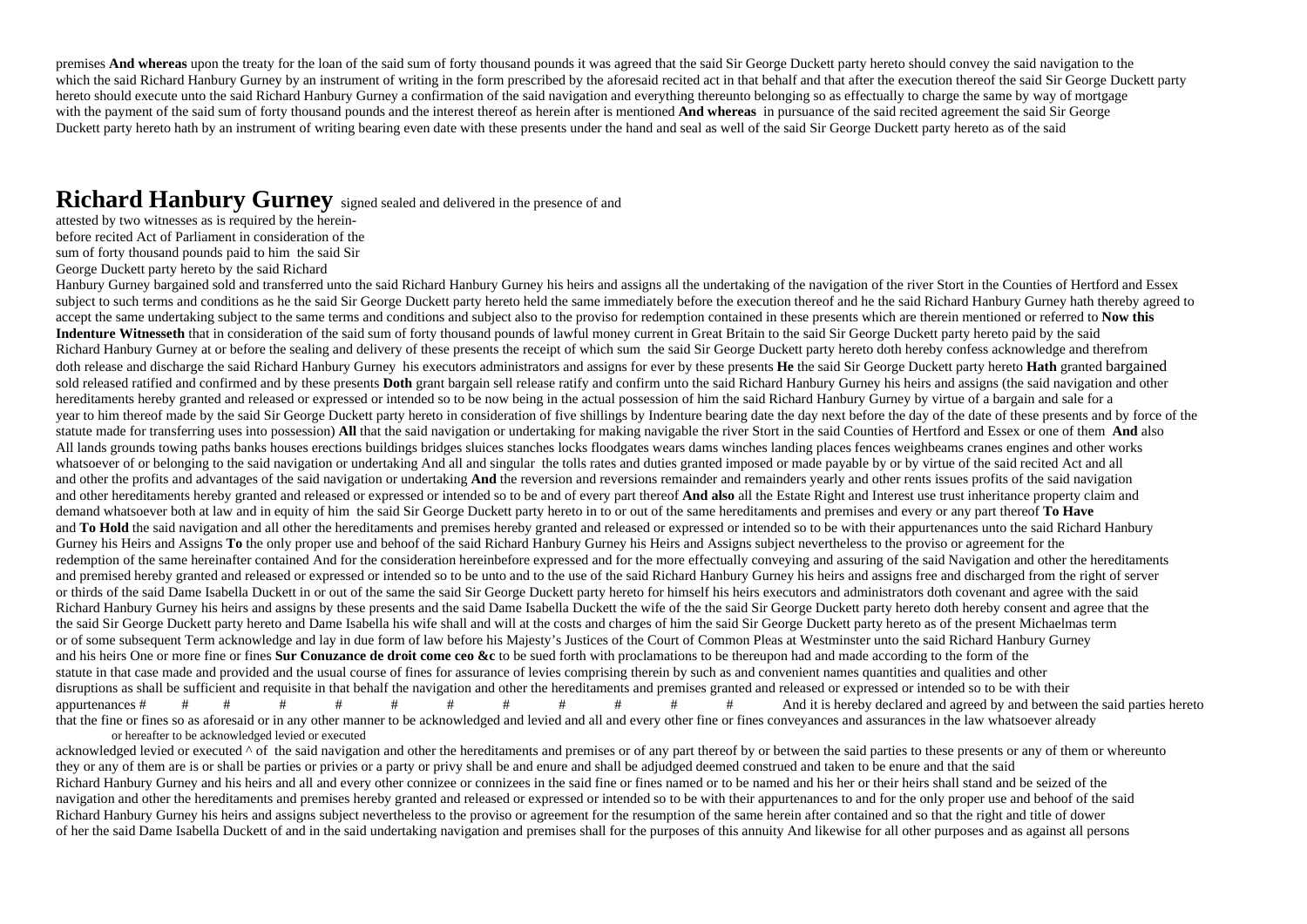premises **And whereas** upon the treaty for the loan of the said sum of forty thousand pounds it was agreed that the said Sir George Duckett party hereto should convey the said navigation to the which the said Richard Hanbury Gurney by an instrument of writing in the form prescribed by the aforesaid recited act in that behalf and that after the execution thereof the said Sir George Duckett party hereto should execute unto the said Richard Hanbury Gurney a confirmation of the said navigation and everything thereunto belonging so as effectually to charge the same by way of mortgage with the payment of the said sum of forty thousand pounds and the interest thereof as herein after is mentioned **And whereas** in pursuance of the said recited agreement the said Sir George Duckett party hereto hath by an instrument of writing bearing even date with these presents under the hand and seal as well of the said Sir George Duckett party hereto as of the said

# Richard Hanbury Gurney

signed sealed and delivered in the presence of and attested by two witnesses as is required by the herein-before recited Act of Parliament in consideration of the sum of forty thousand pounds paid to him the said Sir George Duckett party hereto by the said Richard Hanbury Gurney bargained sold and transferred unto the said Richard Hanbury Gurney his heirs and assigns all the undertaking of the navigation of the river Stort in the Counties of Hertford and Essex subject to such terms and conditions as he the said Sir George Duckett party hereto held the same immediately before the execution thereof and he the said Richard Hanbury Gurney hath thereby agreed to accept the same undertaking subject to the same terms and conditions and subject also to the proviso for redemption contained in these presents which are therein mentioned or referred to **Now this Indenture Witnesseth** that in consideration of the said sum of forty thousand pounds of lawful money current in Great Britain to the said Sir George Duckett party hereto paid by the said Richard Hanbury Gurney at or before the sealing and delivery of these presents the receipt of which sum the said Sir George Duckett party hereto doth hereby confess acknowledge and therefrom doth release and discharge the said Richard Hanbury Gurney his executors administrators and assigns for ever by these presents **He** the said Sir George Duckett party hereto **Hath** granted bargained sold released ratified and confirmed and by these presents **Doth** grant bargain sell release ratify and confirm unto the said Richard Hanbury Gurney his heirs and assigns (the said navigation and other hereditaments hereby granted and released or expressed or intended so to be now being in the actual possession of him the said Richard Hanbury Gurney by virtue of a bargain and sale for a year to him thereof made by the said Sir George Duckett party hereto in consideration of five shillings by Indenture bearing date the day next before the day of the date of these presents and by force of the statute made for transferring uses into possession) **All** that the said navigation or undertaking for making navigable the river Stort in the said Counties of Hertford and Essex or one of them **And** also All lands grounds towing paths banks houses erections buildings bridges sluices stanches locks floodgates wears dams winches landing places fences weighbeams cranes engines and other works whatsoever of or belonging to the said navigation or undertaking And all and singular the tolls rates and duties granted imposed or made payable by or by virtue of the said recited Act and all and other the profits and advantages of the said navigation or undertaking **And** the reversion and reversions remainder and remainders yearly and other rents issues profits of the said navigation and other hereditaments hereby granted and released or expressed or intended so to be and of every part thereof **And also** all the Estate Right and Interest use trust inheritance property claim and demand whatsoever both at law and in equity of him the said Sir George Duckett party hereto in to or out of the same hereditaments and premises and every or any part thereof **To Have** and **To Hold** the said navigation and all other the hereditaments and premises hereby granted and released or expressed or intended so to be with their appurtenances unto the said Richard Hanbury Gurney his Heirs and Assigns **To** the only proper use and behoof of the said Richard Hanbury Gurney his Heirs and Assigns subject nevertheless to the proviso or agreement for the redemption of the same hereinafter contained And for the consideration hereinbefore expressed and for the more effectually conveying and assuring of the said Navigation and other the hereditaments and premised hereby granted and released or expressed or intended so to be unto and to the use of the said Richard Hanbury Gurney his heirs and assigns free and discharged from the right of server or thirds of the said Dame Isabella Duckett in or out of the same the said Sir George Duckett party hereto for himself his heirs executors and administrators doth covenant and agree with the said Richard Hanbury Gurney his heirs and assigns by these presents and the said Dame Isabella Duckett the wife of the the said Sir George Duckett party hereto doth hereby consent and agree that the the said Sir George Duckett party hereto and Dame Isabella his wife shall and will at the costs and charges of him the said Sir George Duckett party hereto as of the present Michaelmas term or of some subsequent Term acknowledge and lay in due form of law before his Majesty's Justices of the Court of Common Pleas at Westminster unto the said Richard Hanbury Gurney and his heirs One or more fine or fines **Sur Conuzance de droit come ceo &c** to be sued forth with proclamations to be thereupon had and made according to the form of the statute in that case made and provided and the usual course of fines for assurance of levies comprising therein by such as and convenient names quantities and qualities and other disruptions as shall be sufficient and requisite in that behalf the navigation and other the hereditaments and premises granted and released or expressed or intended so to be with their appurtenances # # # # # # # # # # # # And it is hereby declared and agreed by and between the said parties hereto that the fine or fines so as aforesaid or in any other manner to be acknowledged and levied and all and every other fine or fines conveyances and assurances in the law whatsoever already or hereafter to be acknowledged levied or executed acknowledged levied or executed ^ of the said navigation and other the hereditaments and premises or of any part thereof by or between the said parties to these presents or any of them or whereunto they or any of them are is or shall be parties or privies or a party or privy shall be and enure and shall be adjudged deemed construed and taken to be enure and that the said Richard Hanbury Gurney and his heirs and all and every other connizee or connizees in the said fine or fines named or to be named and his her or their heirs shall stand and be seized of the navigation and other the hereditaments and premises hereby granted and released or expressed or intended so to be with their appurtenances to and for the only proper use and behoof of the said Richard Hanbury Gurney his heirs and assigns subject nevertheless to the proviso or agreement for the resumption of the same herein after contained and so that the right and title of dower of her the said Dame Isabella Duckett of and in the said undertaking navigation and premises shall for the purposes of this annuity And likewise for all other purposes and as against all persons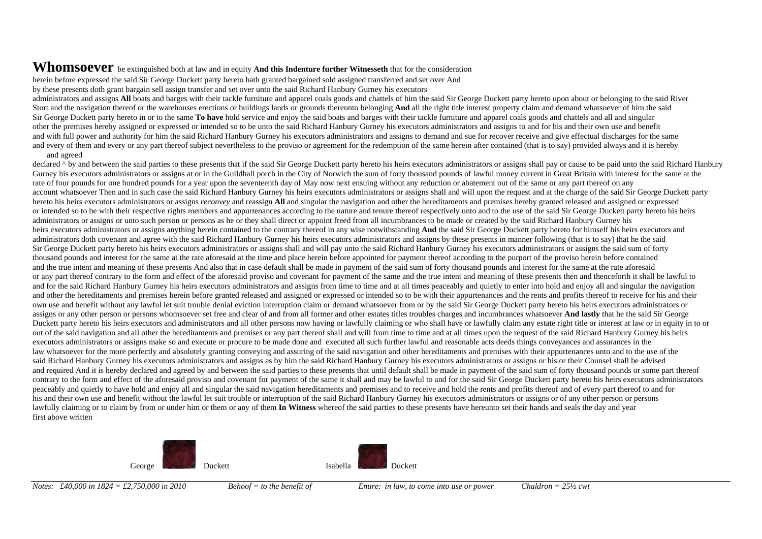**Whomsoever** be extinguished both at law and in equity **And this Indenture further Witnesseth** that for the consideration herein before expressed the said Sir George Duckett party hereto hath granted bargained sold assigned transferred and set over And by these presents doth grant bargain sell assign transfer and set over unto the said Richard Hanbury Gurney his executors administrators and assigns **All** boats and barges with their tackle furniture and apparel coals goods and chattels of him the said Sir George Duckett party hereto upon about or belonging to the said River Stort and the navigation thereof or the warehouses erections or buildings lands or grounds thereunto belonging **And** all the right title interest property claim and demand whatsoever of him the said Sir George Duckett party hereto in or to the same **To have** hold service and enjoy the said boats and barges with their tackle furniture and apparel coals goods and chattels and all and singular other the premises hereby assigned or expressed or intended so to be unto the said Richard Hanbury Gurney his executors administrators and assigns to and for his and their own use and benefit and with full power and authority for him the said Richard Hanbury Gurney his executors administrators and assigns to demand and sue for recover receive and give effectual discharges for the same and every of them and every or any part thereof subject nevertheless to the proviso or agreement for the redemption of the same herein after contained (that is to say) provided always and it is hereby declared ^ and agreed by and between the said parties to these presents that if the said Sir George Duckett party hereto his heirs executors administrators or assigns shall pay or cause to be paid unto the said Richard Hanbury Gurney his executors administrators or assigns at or in the Guildhall porch in the City of Norwich the sum of forty thousand pounds of lawful money current in Great Britain with interest for the same at the rate of four pounds for one hundred pounds for a year upon the seventeenth day of May now next ensuing without any reduction or abatement out of the same or any part thereof on any account whatsoever Then and in such case the said Richard Hanbury Gurney his heirs executors administrators or assigns shall and will upon the request and at the charge of the said Sir George Duckett party hereto his heirs executors administrators or assigns *reconvey* and reassign **All** and singular the navigation and other the hereditaments and premises hereby granted released and assigned or expressed or intended so to be with their respective rights members and appurtenances according to the nature and tenure thereof respectively unto and to the use of the said Sir George Duckett party hereto his heirs administrators or assigns or unto such person or persons as he or they shall direct or appoint freed from all incumbrances to be made or created by the said Richard Hanbury Gurney his heirs executors administrators or assigns anything herein contained to the contrary thereof in any wise notwithstanding **And** the said Sir George Duckett party hereto for himself his heirs executors and administrators doth covenant and agree with the said Richard Hanbury Gurney his heirs executors administrators and assigns by these presents in manner following (that is to say) that he the said Sir George Duckett party hereto his heirs executors administrators or assigns shall and will pay unto the said Richard Hanbury Gurney his executors administrators or assigns the said sum of forty thousand pounds and interest for the same at the rate aforesaid at the time and place herein before appointed for payment thereof according to the purport of the proviso herein before contained and the true intent and meaning of these presents And also that in case default shall be made in payment of the said sum of forty thousand pounds and interest for the same at the rate aforesaid or any part thereof contrary to the form and effect of the aforesaid proviso and covenant for payment of the same and the true intent and meaning of these presents then and thenceforth it shall be lawful to and for the said Richard Hanbury Gurney his heirs executors administrators and assigns from time to time and at all times peaceably and quietly to enter into hold and enjoy all and singular the navigation and other the hereditaments and premises herein before granted released and assigned or expressed or intended so to be with their appurtenances and the rents and profits thereof to receive for his and their own use and benefit without any lawful let suit trouble denial eviction interruption claim or demand whatsoever from or by the said Sir George Duckett party hereto his heirs executors administrators or assigns or any other person or persons whomsoever set free and clear of and from all former and other estates titles troubles charges and incumbrances whatsoever **And lastly** that he the said Sir George Duckett party hereto his heirs executors and administrators and all other persons now having or lawfully claiming or who shall have or lawfully claim any estate right title or interest at law or in equity in to or out of the said navigation and all other the hereditaments and premises or any part thereof shall and will from time to time and at all times upon the request of the said Richard Hanbury Gurney his heirs executors administrators or assigns make so and execute or procure to be made done and executed all such further lawful and reasonable acts deeds things conveyances and assurances in the law whatsoever for the more perfectly and absolutely granting conveying and assuring of the said navigation and other hereditaments and premises with their appurtenances unto and to the use of the said Richard Hanbury Gurney his executors administrators and assigns as by him the said Richard Hanbury Gurney his executors administrators or assigns or his or their Counsel shall be advised and required And it is hereby declared and agreed by and between the said parties to these presents that until default shall be made in payment of the said sum of forty thousand pounds or some part thereof contrary to the form and effect of the aforesaid proviso and covenant for payment of the same it shall and may be lawful to and for the said Sir George Duckett party hereto his heirs executors administrators peaceably and quietly to have hold and enjoy all and singular the said navigation hereditaments and premises and to receive and hold the rents and profits thereof and of every part thereof to and for his and their own use and benefit without the lawful let suit trouble or interruption of the said Richard Hanbury Gurney his executors administrators or assigns or of any other person or persons lawfully claiming or to claim by from or under him or them or any of them **In Witness** whereof the said parties to these presents have hereunto set their hands and seals the day and year first above written

George Duckett          Isabella Duckett

*Notes: £40,000 in 1824 = £2,750,000 in 2010*    *Behoof = to the benefit of*    *Enure: in law, to come into use or power*    *Chaldron = 25½ cwt*